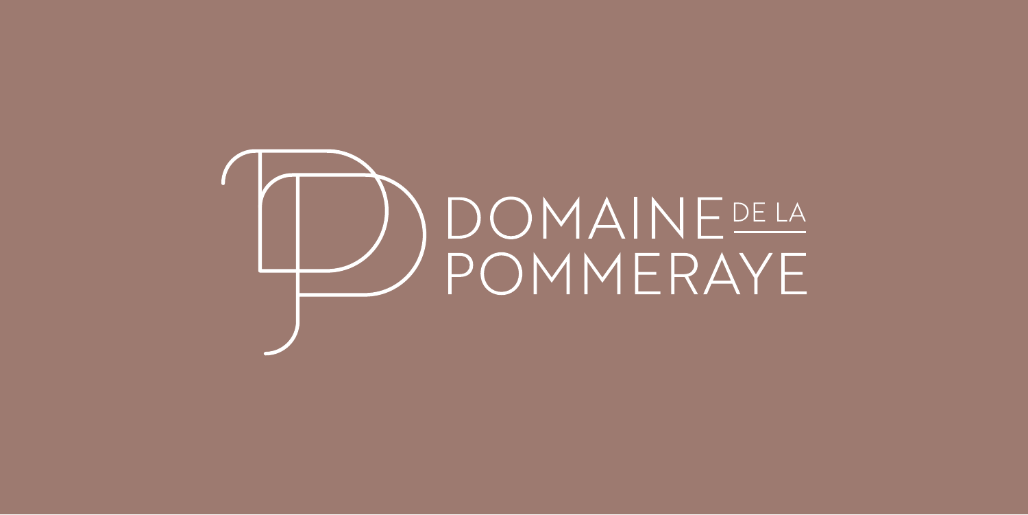# DOMAINE DE LA POMMERAYE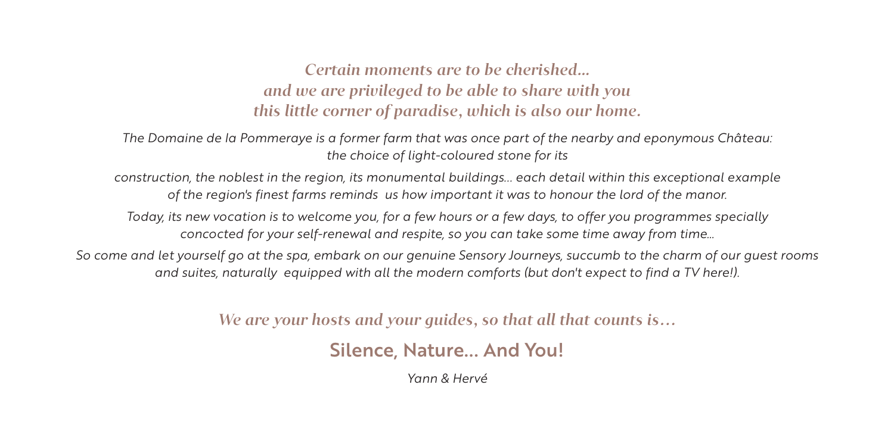*Certain moments are to be cherished...*
*and we are privileged to be able to share with you*
*this little corner of paradise, which is also our home.*

*The Domaine de la Pommeraye is a former farm that was once part of the nearby and eponymous Château: the choice of light-coloured stone for its*

*construction, the noblest in the region, its monumental buildings... each detail within this exceptional example of the region's finest farms reminds us how important it was to honour the lord of the manor.*

*Today, its new vocation is to welcome you, for a few hours or a few days, to offer you programmes specially concocted for your self-renewal and respite, so you can take some time away from time...*

*So come and let yourself go at the spa, embark on our genuine Sensory Journeys, succumb to the charm of our guest rooms and suites, naturally equipped with all the modern comforts (but don't expect to find a TV here!).*

*We are your hosts and your guides, so that all that counts is…*

## Silence, Nature... And You!

*Yann & Hervé*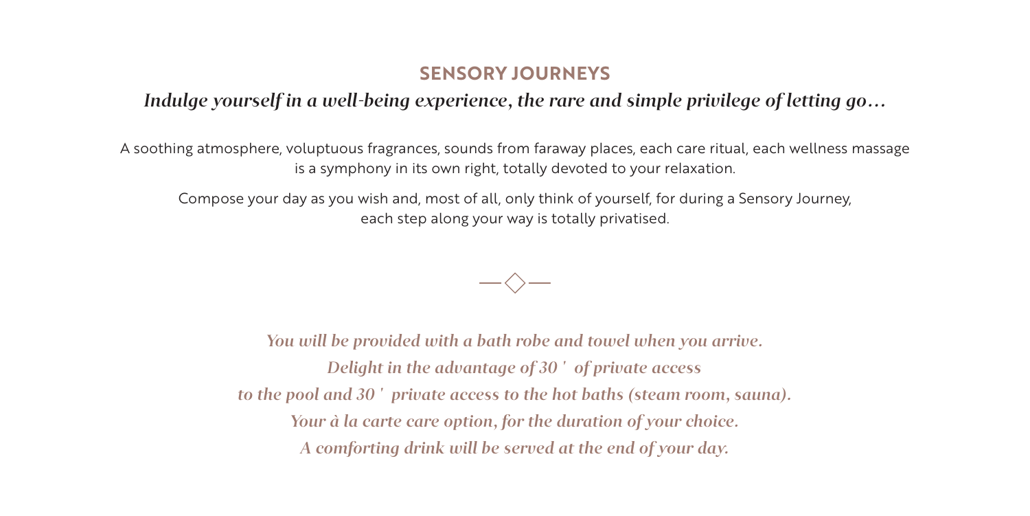## SENSORY JOURNEYS

*Indulge yourself in a well-being experience, the rare and simple privilege of letting go…*

A soothing atmosphere, voluptuous fragrances, sounds from faraway places, each care ritual, each wellness massage is a symphony in its own right, totally devoted to your relaxation.

Compose your day as you wish and, most of all, only think of yourself, for during a Sensory Journey, each step along your way is totally privatised.

***You will be provided with a bath robe and towel when you arrive.***
***Delight in the advantage of 30 ' of private access***
***to the pool and 30 ' private access to the hot baths (steam room, sauna).***
***Your à la carte care option, for the duration of your choice.***
***A comforting drink will be served at the end of your day.***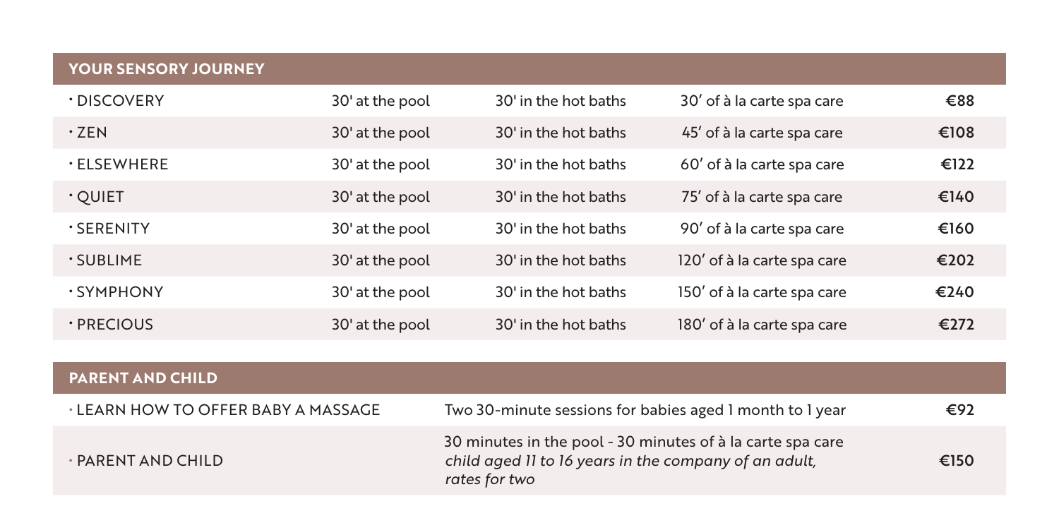## YOUR SENSORY JOURNEY

| | | | | |
|---|---|---|---|---|
| · DISCOVERY | 30' at the pool | 30' in the hot baths | 30′ of à la carte spa care | **€88** |
| · ZEN | 30' at the pool | 30' in the hot baths | 45′ of à la carte spa care | **€108** |
| · ELSEWHERE | 30' at the pool | 30' in the hot baths | 60′ of à la carte spa care | **€122** |
| · QUIET | 30' at the pool | 30' in the hot baths | 75′ of à la carte spa care | **€140** |
| · SERENITY | 30' at the pool | 30' in the hot baths | 90′ of à la carte spa care | **€160** |
| · SUBLIME | 30' at the pool | 30' in the hot baths | 120′ of à la carte spa care | **€202** |
| · SYMPHONY | 30' at the pool | 30' in the hot baths | 150′ of à la carte spa care | **€240** |
| · PRECIOUS | 30' at the pool | 30' in the hot baths | 180′ of à la carte spa care | **€272** |

## PARENT AND CHILD

| | | |
|---|---|---|
| · LEARN HOW TO OFFER BABY A MASSAGE | Two 30-minute sessions for babies aged 1 month to 1 year | **€92** |
| · PARENT AND CHILD | 30 minutes in the pool - 30 minutes of à la carte spa care *child aged 11 to 16 years in the company of an adult, rates for two* | **€150** |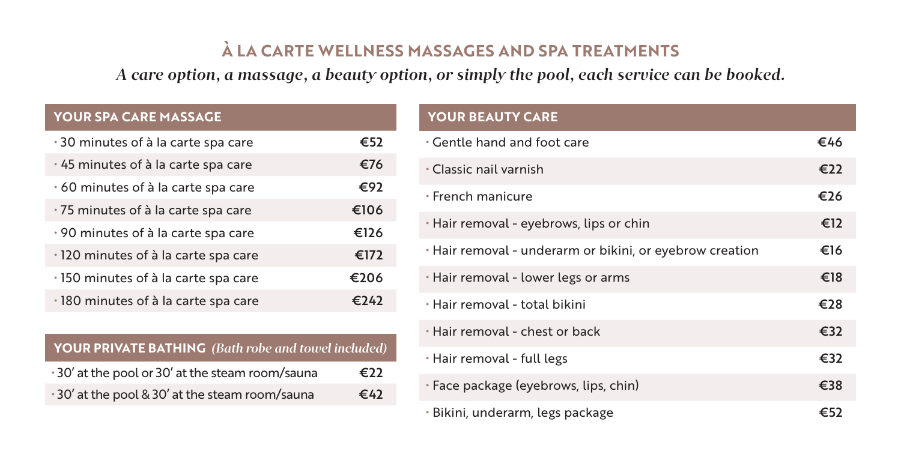# À LA CARTE WELLNESS MASSAGES AND SPA TREATMENTS

*A care option, a massage, a beauty option, or simply the pool, each service can be booked.*

| YOUR SPA CARE MASSAGE | |
|---|---|
| 30 minutes of à la carte spa care | €52 |
| 45 minutes of à la carte spa care | €76 |
| 60 minutes of à la carte spa care | €92 |
| 75 minutes of à la carte spa care | €106 |
| 90 minutes of à la carte spa care | €126 |
| 120 minutes of à la carte spa care | €172 |
| 150 minutes of à la carte spa care | €206 |
| 180 minutes of à la carte spa care | €242 |

| YOUR PRIVATE BATHING *(Bath robe and towel included)* | |
|---|---|
| 30' at the pool or 30' at the steam room/sauna | €22 |
| 30' at the pool & 30' at the steam room/sauna | €42 |

| YOUR BEAUTY CARE | |
|---|---|
| Gentle hand and foot care | €46 |
| Classic nail varnish | €22 |
| French manicure | €26 |
| Hair removal - eyebrows, lips or chin | €12 |
| Hair removal - underarm or bikini, or eyebrow creation | €16 |
| Hair removal - lower legs or arms | €18 |
| Hair removal - total bikini | €28 |
| Hair removal - chest or back | €32 |
| Hair removal - full legs | €32 |
| Face package (eyebrows, lips, chin) | €38 |
| Bikini, underarm, legs package | €52 |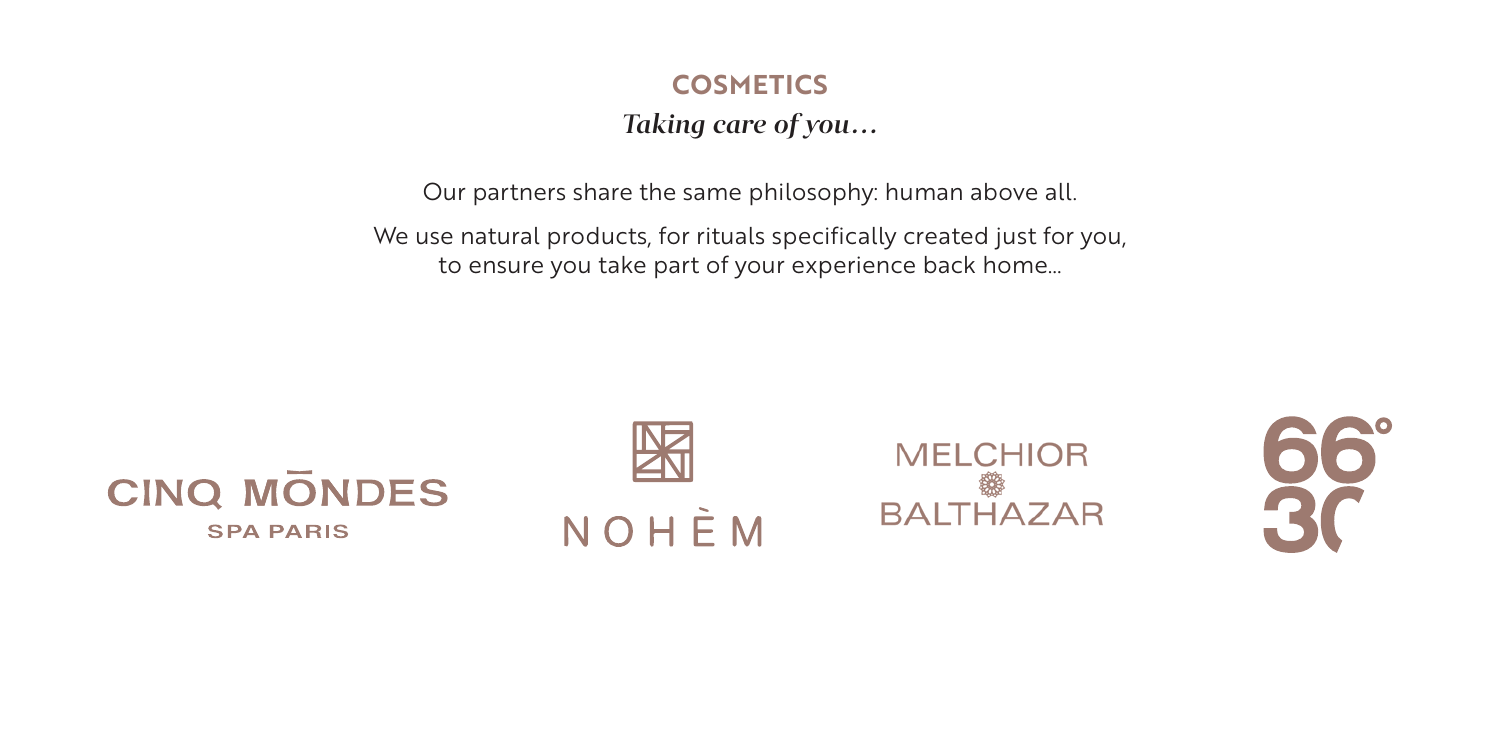## COSMETICS

*Taking care of you…*

Our partners share the same philosophy: human above all.

We use natural products, for rituals specifically created just for you, to ensure you take part of your experience back home...

CINQ MŌNDES
SPA PARIS

NOHÈM

MELCHIOR
BALTHAZAR

66° 30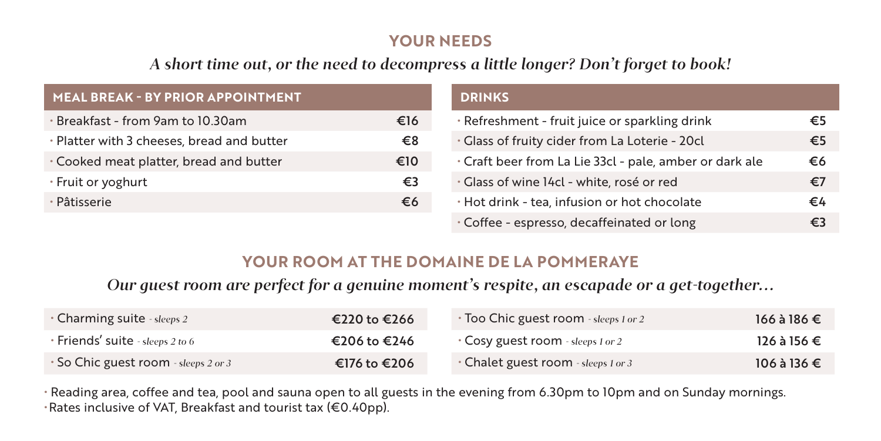## YOUR NEEDS

*A short time out, or the need to decompress a little longer? Don't forget to book!*

| MEAL BREAK - BY PRIOR APPOINTMENT | |
|---|---|
| · Breakfast - from 9am to 10.30am | €16 |
| · Platter with 3 cheeses, bread and butter | €8 |
| · Cooked meat platter, bread and butter | €10 |
| · Fruit or yoghurt | €3 |
| · Pâtisserie | €6 |

| DRINKS | |
|---|---|
| · Refreshment - fruit juice or sparkling drink | €5 |
| · Glass of fruity cider from La Loterie - 20cl | €5 |
| · Craft beer from La Lie 33cl - pale, amber or dark ale | €6 |
| · Glass of wine 14cl - white, rosé or red | €7 |
| · Hot drink - tea, infusion or hot chocolate | €4 |
| · Coffee - espresso, decaffeinated or long | €3 |

## YOUR ROOM AT THE DOMAINE DE LA POMMERAYE

*Our guest room are perfect for a genuine moment's respite, an escapade or a get-together…*

| Room | Price |
|---|---|
| · Charming suite *- sleeps 2* | €220 to €266 |
| · Friends' suite *- sleeps 2 to 6* | €206 to €246 |
| · So Chic guest room *- sleeps 2 or 3* | €176 to €206 |
| · Too Chic guest room *- sleeps 1 or 2* | 166 à 186 € |
| · Cosy guest room *- sleeps 1 or 2* | 126 à 156 € |
| · Chalet guest room *- sleeps 1 or 3* | 106 à 136 € |

- Reading area, coffee and tea, pool and sauna open to all guests in the evening from 6.30pm to 10pm and on Sunday mornings.
- Rates inclusive of VAT, Breakfast and tourist tax (€0.40pp).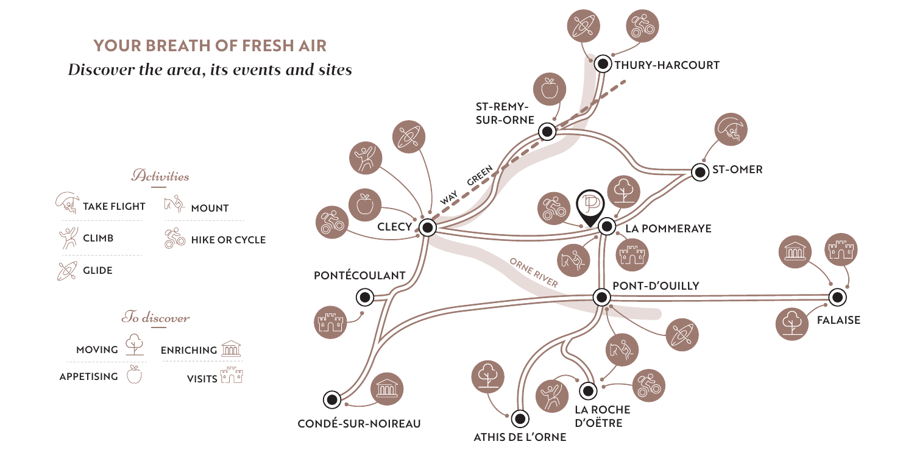## YOUR BREATH OF FRESH AIR

*Discover the area, its events and sites*

### Activities

- TAKE FLIGHT
- MOUNT
- CLIMB
- HIKE OR CYCLE
- GLIDE

### To discover

- MOVING
- ENRICHING
- APPETISING
- VISITS

THURY-HARCOURT

ST-REMY-SUR-ORNE

GREEN WAY

ST-OMER

CLECY

LA POMMERAYE

ORNE RIVER

PONTÉCOULANT

PONT-D'OUILLY

FALAISE

CONDÉ-SUR-NOIREAU

LA ROCHE D'OËTRE

ATHIS DE L'ORNE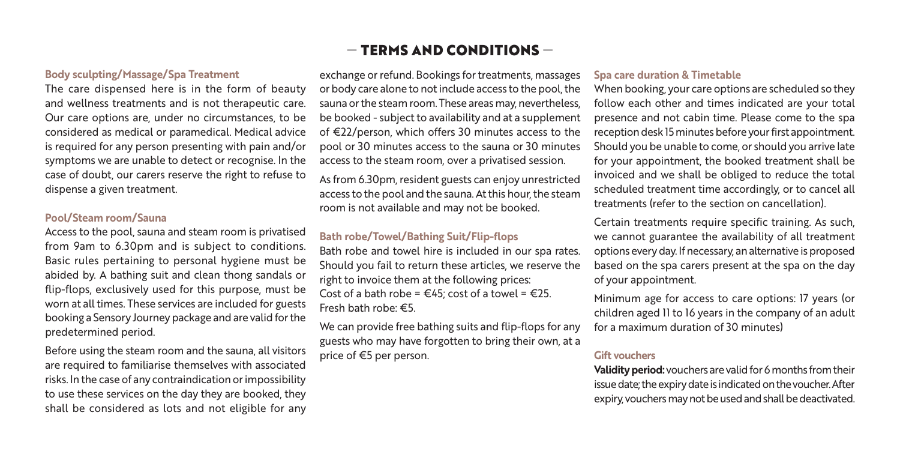# — TERMS AND CONDITIONS —

### Body sculpting/Massage/Spa Treatment

The care dispensed here is in the form of beauty and wellness treatments and is not therapeutic care. Our care options are, under no circumstances, to be considered as medical or paramedical. Medical advice is required for any person presenting with pain and/or symptoms we are unable to detect or recognise. In the case of doubt, our carers reserve the right to refuse to dispense a given treatment.

### Pool/Steam room/Sauna

Access to the pool, sauna and steam room is privatised from 9am to 6.30pm and is subject to conditions. Basic rules pertaining to personal hygiene must be abided by. A bathing suit and clean thong sandals or flip-flops, exclusively used for this purpose, must be worn at all times. These services are included for guests booking a Sensory Journey package and are valid for the predetermined period.

Before using the steam room and the sauna, all visitors are required to familiarise themselves with associated risks. In the case of any contraindication or impossibility to use these services on the day they are booked, they shall be considered as lots and not eligible for any exchange or refund. Bookings for treatments, massages or body care alone to not include access to the pool, the sauna or the steam room. These areas may, nevertheless, be booked - subject to availability and at a supplement of €22/person, which offers 30 minutes access to the pool or 30 minutes access to the sauna or 30 minutes access to the steam room, over a privatised session.

As from 6.30pm, resident guests can enjoy unrestricted access to the pool and the sauna. At this hour, the steam room is not available and may not be booked.

### Bath robe/Towel/Bathing Suit/Flip-flops

Bath robe and towel hire is included in our spa rates. Should you fail to return these articles, we reserve the right to invoice them at the following prices:
Cost of a bath robe = €45; cost of a towel = €25.
Fresh bath robe: €5.

We can provide free bathing suits and flip-flops for any guests who may have forgotten to bring their own, at a price of €5 per person.

### Spa care duration & Timetable

When booking, your care options are scheduled so they follow each other and times indicated are your total presence and not cabin time. Please come to the spa reception desk 15 minutes before your first appointment. Should you be unable to come, or should you arrive late for your appointment, the booked treatment shall be invoiced and we shall be obliged to reduce the total scheduled treatment time accordingly, or to cancel all treatments (refer to the section on cancellation).

Certain treatments require specific training. As such, we cannot guarantee the availability of all treatment options every day. If necessary, an alternative is proposed based on the spa carers present at the spa on the day of your appointment.

Minimum age for access to care options: 17 years (or children aged 11 to 16 years in the company of an adult for a maximum duration of 30 minutes)

### Gift vouchers

**Validity period:** vouchers are valid for 6 months from their issue date; the expiry date is indicated on the voucher. After expiry, vouchers may not be used and shall be deactivated.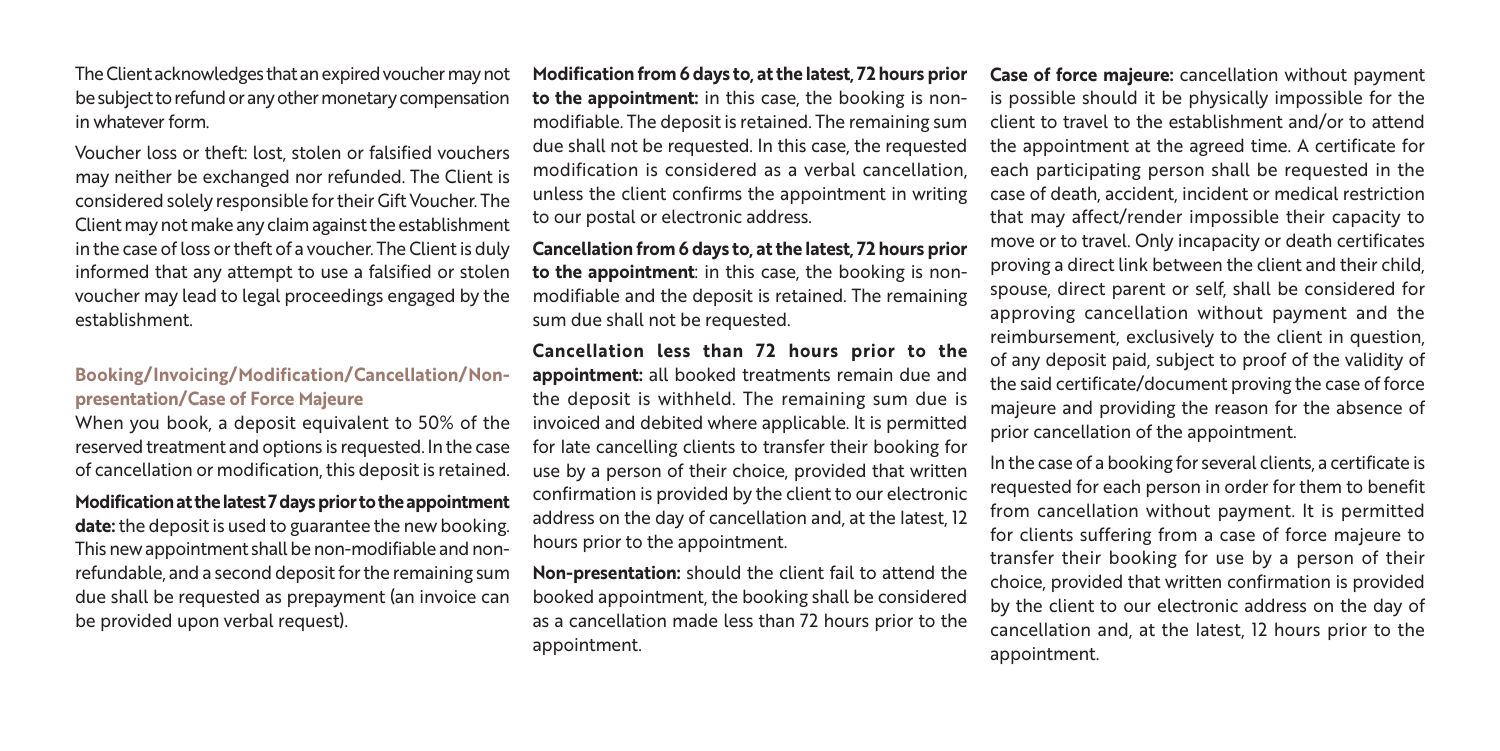The Client acknowledges that an expired voucher may not be subject to refund or any other monetary compensation in whatever form.

Voucher loss or theft: lost, stolen or falsified vouchers may neither be exchanged nor refunded. The Client is considered solely responsible for their Gift Voucher. The Client may not make any claim against the establishment in the case of loss or theft of a voucher. The Client is duly informed that any attempt to use a falsified or stolen voucher may lead to legal proceedings engaged by the establishment.

### Booking/Invoicing/Modification/Cancellation/Non-presentation/Case of Force Majeure

When you book, a deposit equivalent to 50% of the reserved treatment and options is requested. In the case of cancellation or modification, this deposit is retained.

**Modification at the latest 7 days prior to the appointment date:** the deposit is used to guarantee the new booking. This new appointment shall be non-modifiable and non-refundable, and a second deposit for the remaining sum due shall be requested as prepayment (an invoice can be provided upon verbal request).

**Modification from 6 days to, at the latest, 72 hours prior to the appointment:** in this case, the booking is non-modifiable. The deposit is retained. The remaining sum due shall not be requested. In this case, the requested modification is considered as a verbal cancellation, unless the client confirms the appointment in writing to our postal or electronic address.

**Cancellation from 6 days to, at the latest, 72 hours prior to the appointment**: in this case, the booking is non-modifiable and the deposit is retained. The remaining sum due shall not be requested.

**Cancellation less than 72 hours prior to the appointment:** all booked treatments remain due and the deposit is withheld. The remaining sum due is invoiced and debited where applicable. It is permitted for late cancelling clients to transfer their booking for use by a person of their choice, provided that written confirmation is provided by the client to our electronic address on the day of cancellation and, at the latest, 12 hours prior to the appointment.

**Non-presentation:** should the client fail to attend the booked appointment, the booking shall be considered as a cancellation made less than 72 hours prior to the appointment.

**Case of force majeure:** cancellation without payment is possible should it be physically impossible for the client to travel to the establishment and/or to attend the appointment at the agreed time. A certificate for each participating person shall be requested in the case of death, accident, incident or medical restriction that may affect/render impossible their capacity to move or to travel. Only incapacity or death certificates proving a direct link between the client and their child, spouse, direct parent or self, shall be considered for approving cancellation without payment and the reimbursement, exclusively to the client in question, of any deposit paid, subject to proof of the validity of the said certificate/document proving the case of force majeure and providing the reason for the absence of prior cancellation of the appointment.

In the case of a booking for several clients, a certificate is requested for each person in order for them to benefit from cancellation without payment. It is permitted for clients suffering from a case of force majeure to transfer their booking for use by a person of their choice, provided that written confirmation is provided by the client to our electronic address on the day of cancellation and, at the latest, 12 hours prior to the appointment.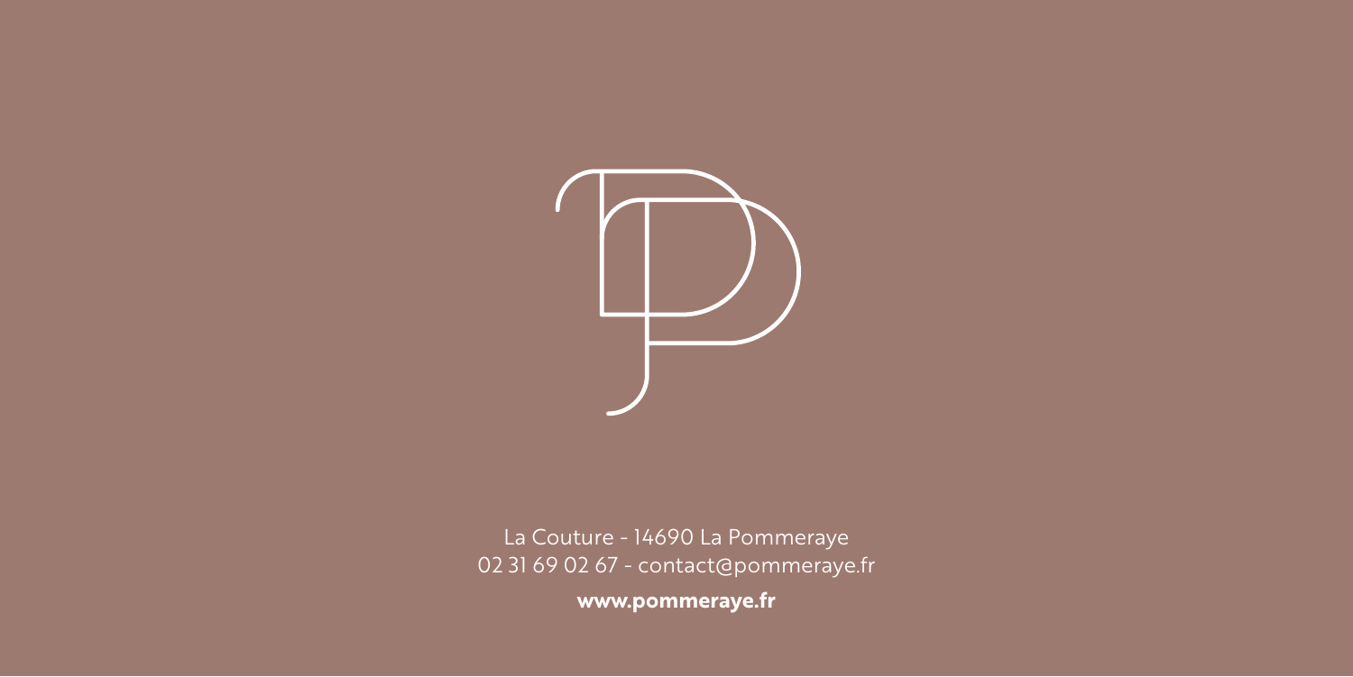La Couture - 14690 La Pommeraye
02 31 69 02 67 - contact@pommeraye.fr

**www.pommeraye.fr**